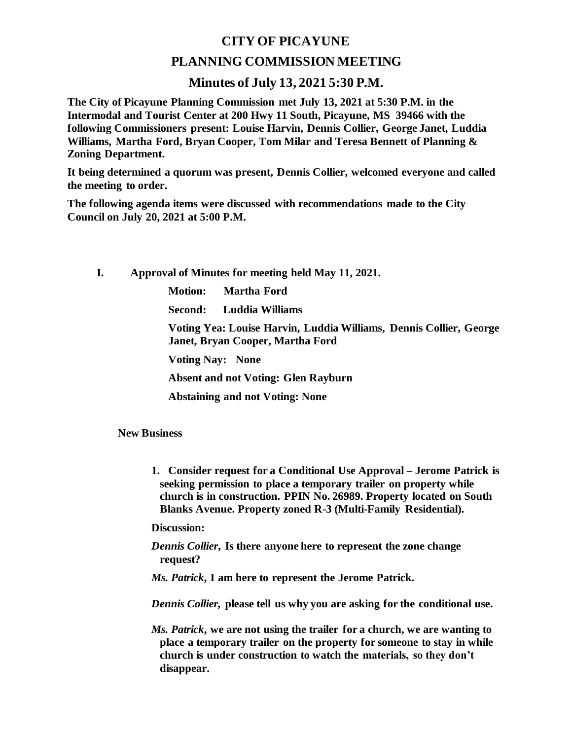# CITY OF PICAYUNE

## PLANNING COMMISSION MEETING

### Minutes of July 13, 2021 5:30 P.M.

**The City of Picayune Planning Commission met July 13, 2021 at 5:30 P.M. in the Intermodal and Tourist Center at 200 Hwy 11 South, Picayune, MS 39466 with the following Commissioners present: Louise Harvin, Dennis Collier, George Janet, Luddia Williams, Martha Ford, Bryan Cooper, Tom Milar and Teresa Bennett of Planning & Zoning Department.**

**It being determined a quorum was present, Dennis Collier, welcomed everyone and called the meeting to order.**

**The following agenda items were discussed with recommendations made to the City Council on July 20, 2021 at 5:00 P.M.**

**I. Approval of Minutes for meeting held May 11, 2021.**

**Motion: Martha Ford**

**Second: Luddia Williams**

**Voting Yea: Louise Harvin, Luddia Williams, Dennis Collier, George Janet, Bryan Cooper, Martha Ford**

**Voting Nay: None**

**Absent and not Voting: Glen Rayburn**

**Abstaining and not Voting: None**

**New Business**

1. **Consider request for a Conditional Use Approval – Jerome Patrick is seeking permission to place a temporary trailer on property while church is in construction. PPIN No. 26989. Property located on South Blanks Avenue. Property zoned R-3 (Multi-Family Residential).**

**Discussion:**

***Dennis Collier*, Is there anyone here to represent the zone change request?**

***Ms. Patrick*, I am here to represent the Jerome Patrick.**

***Dennis Collier*, please tell us why you are asking for the conditional use.**

***Ms. Patrick*, we are not using the trailer for a church, we are wanting to place a temporary trailer on the property for someone to stay in while church is under construction to watch the materials, so they don't disappear.**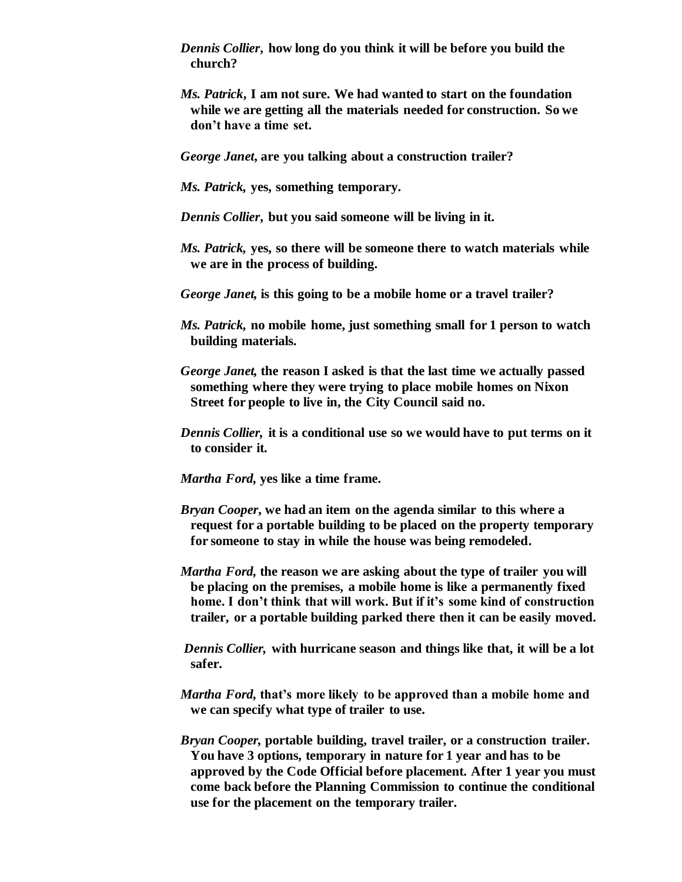***Dennis Collier*, how long do you think it will be before you build the church?**

***Ms. Patrick*, I am not sure. We had wanted to start on the foundation while we are getting all the materials needed for construction. So we don't have a time set.**

***George Janet*, are you talking about a construction trailer?**

***Ms. Patrick*, yes, something temporary.**

***Dennis Collier*, but you said someone will be living in it.**

***Ms. Patrick*, yes, so there will be someone there to watch materials while we are in the process of building.**

***George Janet*, is this going to be a mobile home or a travel trailer?**

***Ms. Patrick*, no mobile home, just something small for 1 person to watch building materials.**

***George Janet*, the reason I asked is that the last time we actually passed something where they were trying to place mobile homes on Nixon Street for people to live in, the City Council said no.**

***Dennis Collier*, it is a conditional use so we would have to put terms on it to consider it.**

***Martha Ford*, yes like a time frame.**

***Bryan Cooper*, we had an item on the agenda similar to this where a request for a portable building to be placed on the property temporary for someone to stay in while the house was being remodeled.**

***Martha Ford*, the reason we are asking about the type of trailer you will be placing on the premises, a mobile home is like a permanently fixed home. I don't think that will work. But if it's some kind of construction trailer, or a portable building parked there then it can be easily moved.**

***Dennis Collier*, with hurricane season and things like that, it will be a lot safer.**

***Martha Ford*, that's more likely to be approved than a mobile home and we can specify what type of trailer to use.**

***Bryan Cooper*, portable building, travel trailer, or a construction trailer. You have 3 options, temporary in nature for 1 year and has to be approved by the Code Official before placement. After 1 year you must come back before the Planning Commission to continue the conditional use for the placement on the temporary trailer.**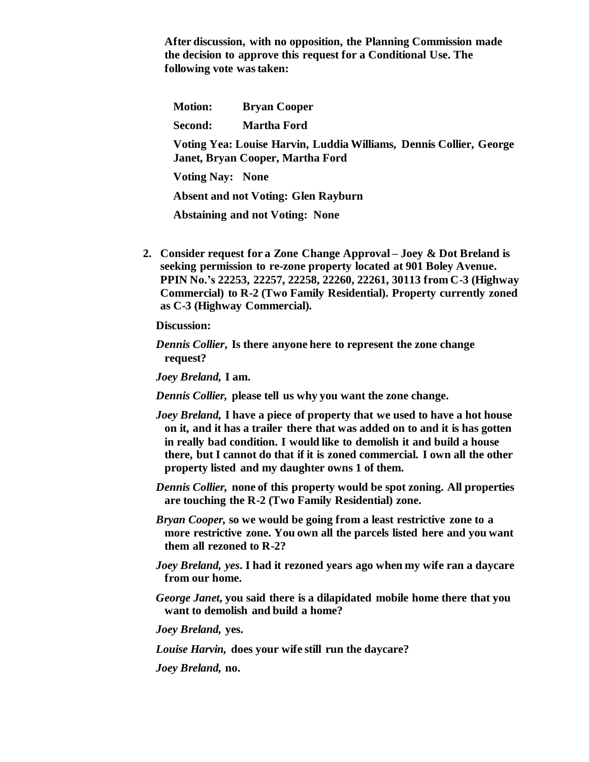**After discussion, with no opposition, the Planning Commission made the decision to approve this request for a Conditional Use. The following vote was taken:**

**Motion:** **Bryan Cooper**

**Second:** **Martha Ford**

**Voting Yea: Louise Harvin, Luddia Williams, Dennis Collier, George Janet, Bryan Cooper, Martha Ford**

**Voting Nay: None**

**Absent and not Voting: Glen Rayburn**

**Abstaining and not Voting: None**

2. **Consider request for a Zone Change Approval – Joey & Dot Breland is seeking permission to re-zone property located at 901 Boley Avenue. PPIN No.'s 22253, 22257, 22258, 22260, 22261, 30113 from C-3 (Highway Commercial) to R-2 (Two Family Residential). Property currently zoned as C-3 (Highway Commercial).**

**Discussion:**

***Dennis Collier,*** **Is there anyone here to represent the zone change request?**

***Joey Breland,*** **I am.**

***Dennis Collier,*** **please tell us why you want the zone change.**

***Joey Breland,*** **I have a piece of property that we used to have a hot house on it, and it has a trailer there that was added on to and it is has gotten in really bad condition. I would like to demolish it and build a house there, but I cannot do that if it is zoned commercial. I own all the other property listed and my daughter owns 1 of them.**

***Dennis Collier,*** **none of this property would be spot zoning. All properties are touching the R-2 (Two Family Residential) zone.**

***Bryan Cooper,*** **so we would be going from a least restrictive zone to a more restrictive zone. You own all the parcels listed here and you want them all rezoned to R-2?**

***Joey Breland, yes*****. I had it rezoned years ago when my wife ran a daycare from our home.**

***George Janet,*** **you said there is a dilapidated mobile home there that you want to demolish and build a home?**

***Joey Breland,*** **yes.**

***Louise Harvin,*** **does your wife still run the daycare?**

***Joey Breland,*** **no.**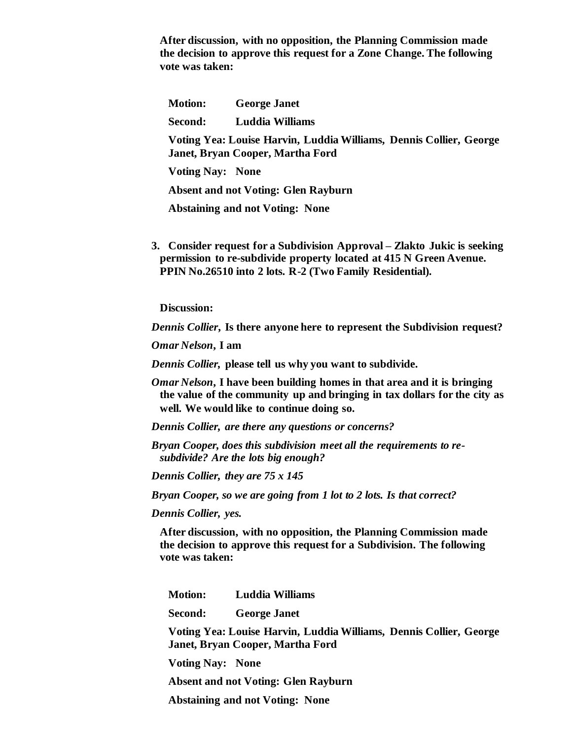**After discussion, with no opposition, the Planning Commission made the decision to approve this request for a Zone Change. The following vote was taken:**

**Motion: George Janet**

**Second: Luddia Williams**

**Voting Yea: Louise Harvin, Luddia Williams, Dennis Collier, George Janet, Bryan Cooper, Martha Ford**

**Voting Nay: None**

**Absent and not Voting: Glen Rayburn**

**Abstaining and not Voting: None**

**3. Consider request for a Subdivision Approval – Zlakto Jukic is seeking permission to re-subdivide property located at 415 N Green Avenue. PPIN No.26510 into 2 lots. R-2 (Two Family Residential).**

**Discussion:**

***Dennis Collier*, Is there anyone here to represent the Subdivision request?**

***Omar Nelson*, I am**

***Dennis Collier*, please tell us why you want to subdivide.**

***Omar Nelson*, I have been building homes in that area and it is bringing the value of the community up and bringing in tax dollars for the city as well. We would like to continue doing so.**

***Dennis Collier, are there any questions or concerns?***

***Bryan Cooper, does this subdivision meet all the requirements to re-subdivide? Are the lots big enough?***

***Dennis Collier, they are 75 x 145***

***Bryan Cooper, so we are going from 1 lot to 2 lots. Is that correct?***

***Dennis Collier, yes.***

**After discussion, with no opposition, the Planning Commission made the decision to approve this request for a Subdivision. The following vote was taken:**

**Motion: Luddia Williams**

**Second: George Janet**

**Voting Yea: Louise Harvin, Luddia Williams, Dennis Collier, George Janet, Bryan Cooper, Martha Ford**

**Voting Nay: None**

**Absent and not Voting: Glen Rayburn**

**Abstaining and not Voting: None**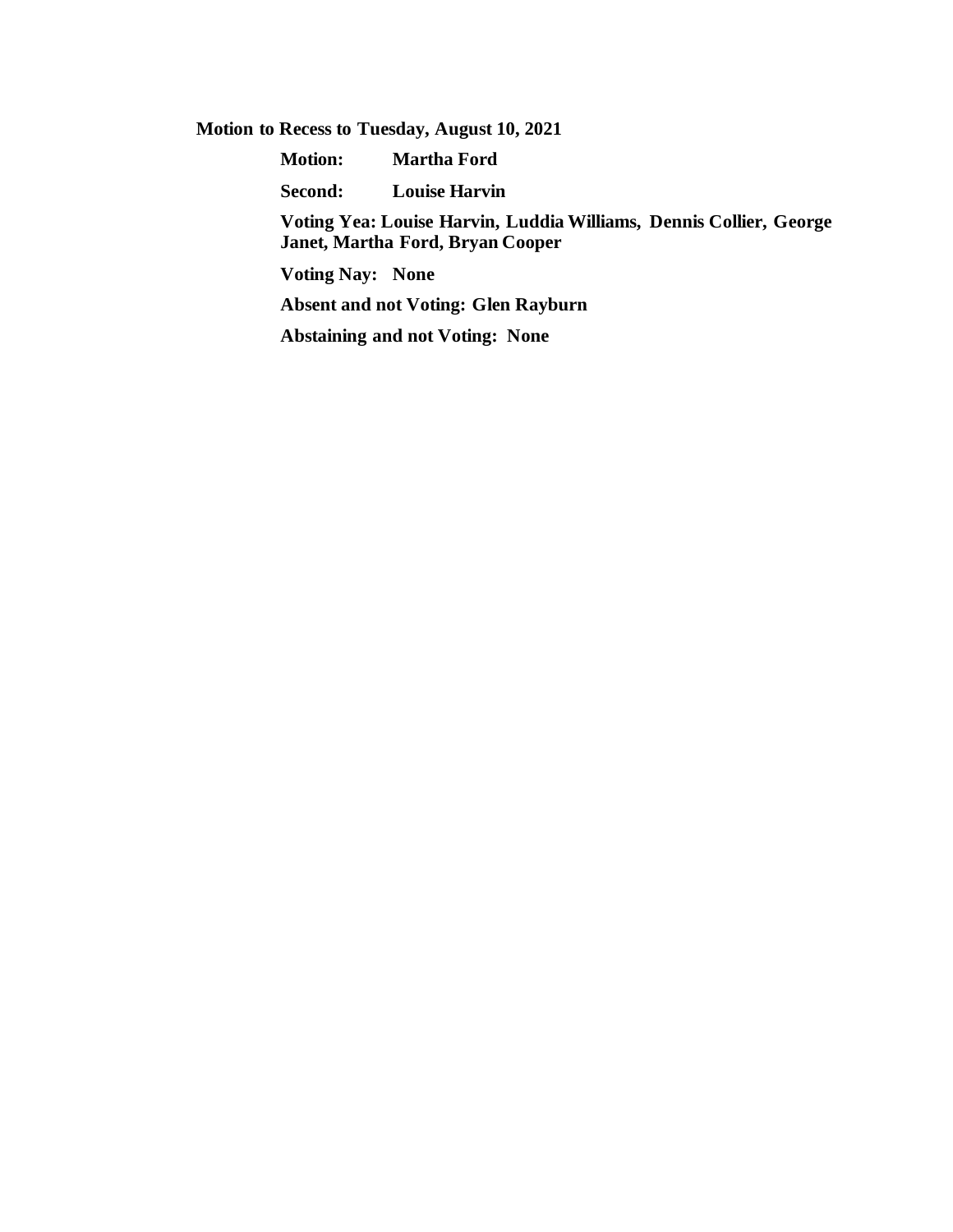**Motion to Recess to Tuesday, August 10, 2021**

**Motion:** Martha Ford

**Second:** Louise Harvin

**Voting Yea: Louise Harvin, Luddia Williams, Dennis Collier, George Janet, Martha Ford, Bryan Cooper**

**Voting Nay: None**

**Absent and not Voting: Glen Rayburn**

**Abstaining and not Voting: None**